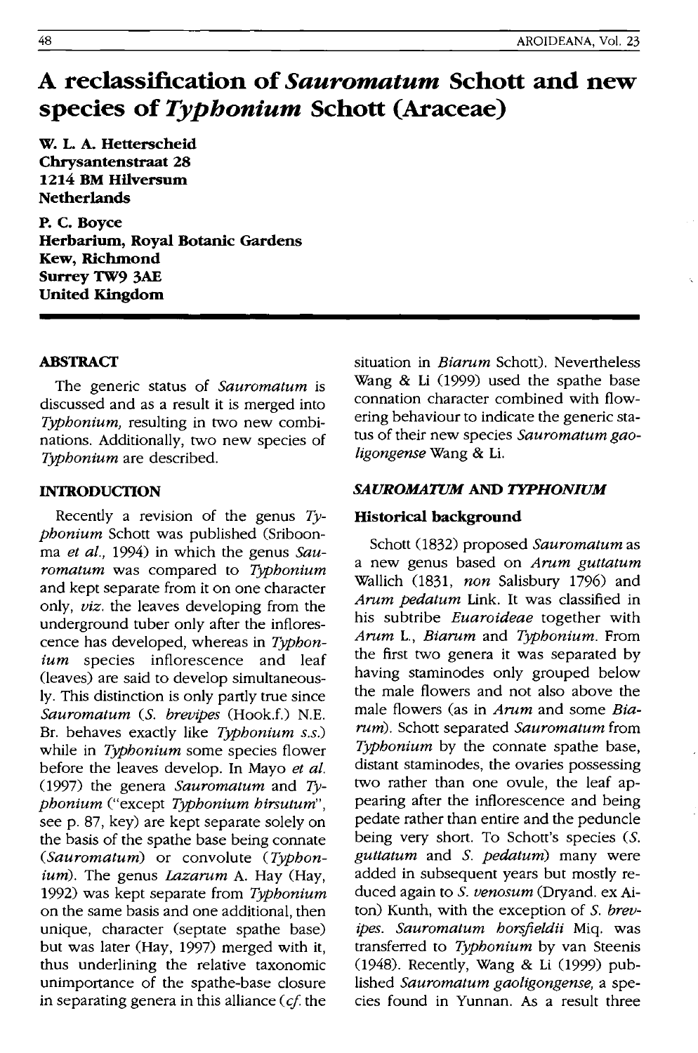# A reclassification of *Sauromatum* Schott and new species of *Typhonium* Schott (Araceae)

**W. L. A. Hetterscheid**
**Chrysantenstraat 28**
**1214 BM Hilversum**
**Netherlands**

**P. C. Boyce**
**Herbarium, Royal Botanic Gardens**
**Kew, Richmond**
**Surrey TW9 3AE**
**United Kingdom**

## ABSTRACT

The generic status of *Sauromatum* is discussed and as a result it is merged into *Typhonium*, resulting in two new combinations. Additionally, two new species of *Typhonium* are described.

## INTRODUCTION

Recently a revision of the genus *Typhonium* Schott was published (Sriboonma *et al.*, 1994) in which the genus *Sauromatum* was compared to *Typhonium* and kept separate from it on one character only, *viz.* the leaves developing from the underground tuber only after the inflorescence has developed, whereas in *Typhonium* species inflorescence and leaf (leaves) are said to develop simultaneously. This distinction is only partly true since *Sauromatum* (*S. brevipes* (Hook.f.) N.E. Br. behaves exactly like *Typhonium s.s.*) while in *Typhonium* some species flower before the leaves develop. In Mayo *et al.* (1997) the genera *Sauromatum* and *Typhonium* ("except *Typhonium hirsutum*", see p. 87, key) are kept separate solely on the basis of the spathe base being connate (*Sauromatum*) or convolute (*Typhonium*). The genus *Lazarum* A. Hay (Hay, 1992) was kept separate from *Typhonium* on the same basis and one additional, then unique, character (septate spathe base) but was later (Hay, 1997) merged with it, thus underlining the relative taxonomic unimportance of the spathe-base closure in separating genera in this alliance (*cf.* the situation in *Biarum* Schott). Nevertheless Wang & Li (1999) used the spathe base connation character combined with flowering behaviour to indicate the generic status of their new species *Sauromatum gaoligongense* Wang & Li.

## *SAUROMATUM* AND *TYPHONIUM*

### Historical background

Schott (1832) proposed *Sauromatum* as a new genus based on *Arum guttatum* Wallich (1831, *non* Salisbury 1796) and *Arum pedatum* Link. It was classified in his subtribe *Euaroideae* together with *Arum* L., *Biarum* and *Typhonium*. From the first two genera it was separated by having staminodes only grouped below the male flowers and not also above the male flowers (as in *Arum* and some *Biarum*). Schott separated *Sauromatum* from *Typhonium* by the connate spathe base, distant staminodes, the ovaries possessing two rather than one ovule, the leaf appearing after the inflorescence and being pedate rather than entire and the peduncle being very short. To Schott's species (*S. guttatum* and *S. pedatum*) many were added in subsequent years but mostly reduced again to *S. venosum* (Dryand. ex Aiton) Kunth, with the exception of *S. brevipes*. *Sauromatum horsfieldii* Miq. was transferred to *Typhonium* by van Steenis (1948). Recently, Wang & Li (1999) published *Sauromatum gaoligongense*, a species found in Yunnan. As a result three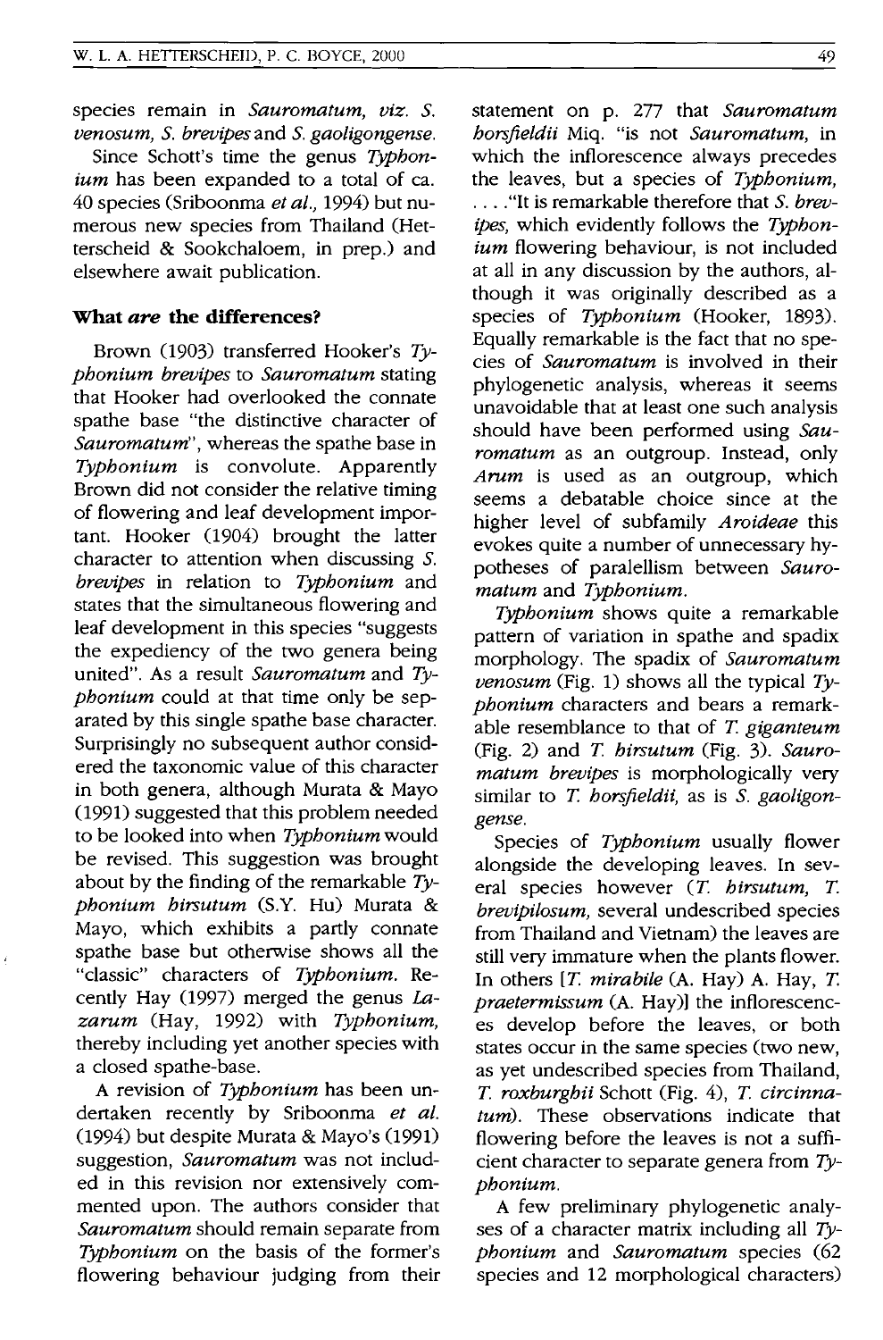species remain in *Sauromatum*, *viz. S. venosum*, *S. brevipes* and *S. gaoligongense*.

Since Schott's time the genus *Typhonium* has been expanded to a total of ca. 40 species (Sriboonma *et al.*, 1994) but numerous new species from Thailand (Hetterscheid & Sookchaloem, in prep.) and elsewhere await publication.

## What *are* the differences?

Brown (1903) transferred Hooker's *Typhonium brevipes* to *Sauromatum* stating that Hooker had overlooked the connate spathe base "the distinctive character of *Sauromatum*", whereas the spathe base in *Typhonium* is convolute. Apparently Brown did not consider the relative timing of flowering and leaf development important. Hooker (1904) brought the latter character to attention when discussing *S. brevipes* in relation to *Typhonium* and states that the simultaneous flowering and leaf development in this species "suggests the expediency of the two genera being united". As a result *Sauromatum* and *Typhonium* could at that time only be separated by this single spathe base character. Surprisingly no subsequent author considered the taxonomic value of this character in both genera, although Murata & Mayo (1991) suggested that this problem needed to be looked into when *Typhonium* would be revised. This suggestion was brought about by the finding of the remarkable *Typhonium hirsutum* (S.Y. Hu) Murata & Mayo, which exhibits a partly connate spathe base but otherwise shows all the "classic" characters of *Typhonium*. Recently Hay (1997) merged the genus *Lazarum* (Hay, 1992) with *Typhonium*, thereby including yet another species with a closed spathe-base.

A revision of *Typhonium* has been undertaken recently by Sriboonma *et al.* (1994) but despite Murata & Mayo's (1991) suggestion, *Sauromatum* was not included in this revision nor extensively commented upon. The authors consider that *Sauromatum* should remain separate from *Typhonium* on the basis of the former's flowering behaviour judging from their statement on p. 277 that *Sauromatum horsfieldii* Miq. "is not *Sauromatum*, in which the inflorescence always precedes the leaves, but a species of *Typhonium*, . . . ."It is remarkable therefore that *S. brevipes*, which evidently follows the *Typhonium* flowering behaviour, is not included at all in any discussion by the authors, although it was originally described as a species of *Typhonium* (Hooker, 1893). Equally remarkable is the fact that no species of *Sauromatum* is involved in their phylogenetic analysis, whereas it seems unavoidable that at least one such analysis should have been performed using *Sauromatum* as an outgroup. Instead, only *Arum* is used as an outgroup, which seems a debatable choice since at the higher level of subfamily *Aroideae* this evokes quite a number of unnecessary hypotheses of paralellism between *Sauromatum* and *Typhonium*.

*Typhonium* shows quite a remarkable pattern of variation in spathe and spadix morphology. The spadix of *Sauromatum venosum* (Fig. 1) shows all the typical *Typhonium* characters and bears a remarkable resemblance to that of *T. giganteum* (Fig. 2) and *T. hirsutum* (Fig. 3). *Sauromatum brevipes* is morphologically very similar to *T. horsfieldii*, as is *S. gaoligongense*.

Species of *Typhonium* usually flower alongside the developing leaves. In several species however (*T. hirsutum*, *T. brevipilosum*, several undescribed species from Thailand and Vietnam) the leaves are still very immature when the plants flower. In others [*T. mirabile* (A. Hay) A. Hay, *T. praetermissum* (A. Hay)] the inflorescences develop before the leaves, or both states occur in the same species (two new, as yet undescribed species from Thailand, *T. roxburghii* Schott (Fig. 4), *T. circinnatum*). These observations indicate that flowering before the leaves is not a sufficient character to separate genera from *Typhonium*.

A few preliminary phylogenetic analyses of a character matrix including all *Typhonium* and *Sauromatum* species (62 species and 12 morphological characters)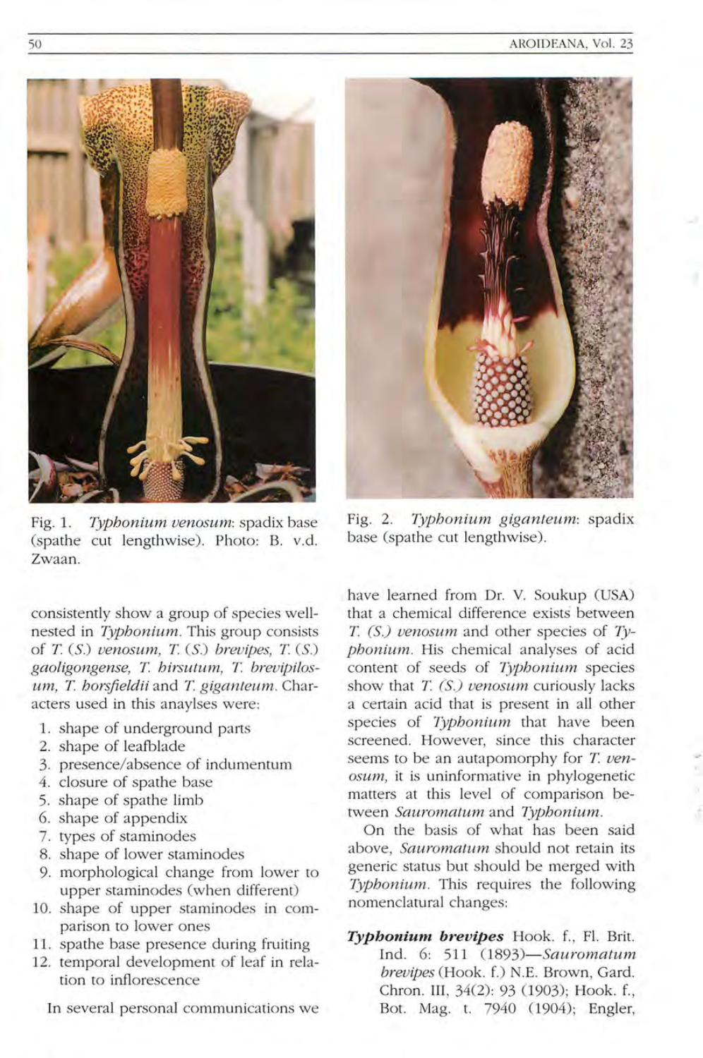Fig. 1. *Typhonium venosum*: spadix base (spathe cut lengthwise). Photo: B. v.d. Zwaan.

Fig. 2. *Typhonium giganteum*: spadix base (spathe cut lengthwise).

consistently show a group of species well-nested in *Typhonium*. This group consists of *T.* (*S.*) *venosum*, *T.* (*S.*) *brevipes*, *T.* (*S.*) *gaoligongense*, *T. hirsutum*, *T. brevipilosum*, *T. horsfieldii* and *T. giganteum*. Characters used in this anaylses were:

1. shape of underground parts
2. shape of leafblade
3. presence/absence of indumentum
4. closure of spathe base
5. shape of spathe limb
6. shape of appendix
7. types of staminodes
8. shape of lower staminodes
9. morphological change from lower to upper staminodes (when different)
10. shape of upper staminodes in comparison to lower ones
11. spathe base presence during fruiting
12. temporal development of leaf in relation to inflorescence

In several personal communications we have learned from Dr. V. Soukup (USA) that a chemical difference exists between *T.* (*S.*) *venosum* and other species of *Typhonium*. His chemical analyses of acid content of seeds of *Typhonium* species show that *T.* (*S.*) *venosum* curiously lacks a certain acid that is present in all other species of *Typhonium* that have been screened. However, since this character seems to be an autapomorphy for *T. venosum*, it is uninformative in phylogenetic matters at this level of comparison between *Sauromatum* and *Typhonium*.

On the basis of what has been said above, *Sauromatum* should not retain its generic status but should be merged with *Typhonium*. This requires the following nomenclatural changes:

***Typhonium brevipes*** Hook. f., Fl. Brit. Ind. 6: 511 (1893)—*Sauromatum brevipes* (Hook. f.) N.E. Brown, Gard. Chron. III, 34(2): 93 (1903); Hook. f., Bot. Mag. t. 7940 (1904); Engler,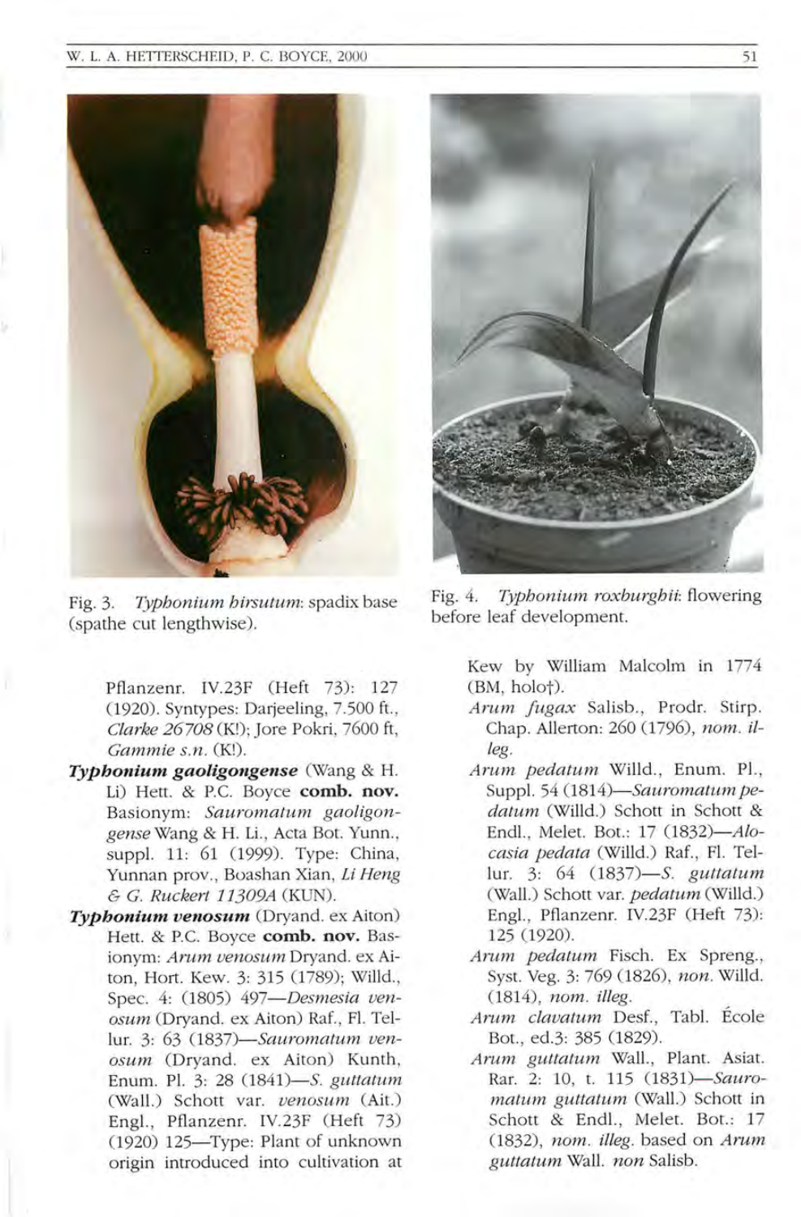Fig. 3. *Typhonium hirsutum*: spadix base (spathe cut lengthwise).

Fig. 4. *Typhonium roxburghii*: flowering before leaf development.

Pflanzenr. IV.23F (Heft 73): 127 (1920). Syntypes: Darjeeling, 7.500 ft., *Clarke 26708* (K!); Jore Pokri, 7600 ft, *Gammie s.n.* (K!).

***Typhonium gaoligongense*** (Wang & H. Li) Hett. & P.C. Boyce **comb. nov.** Basionym: *Sauromatum gaoligongense* Wang & H. Li., Acta Bot. Yunn., suppl. 11: 61 (1999). Type: China, Yunnan prov., Boashan Xian, *Li Heng & G. Ruckert 11309A* (KUN).

***Typhonium venosum*** (Dryand. ex Aiton) Hett. & P.C. Boyce **comb. nov.** Basionym: *Arum venosum* Dryand. ex Aiton, Hort. Kew. 3: 315 (1789); Willd., Spec. 4: (1805) 497—*Desmesia venosum* (Dryand. ex Aiton) Raf., Fl. Tellur. 3: 63 (1837)—*Sauromatum venosum* (Dryand. ex Aiton) Kunth, Enum. Pl. 3: 28 (1841)—*S. guttatum* (Wall.) Schott var. *venosum* (Ait.) Engl., Pflanzenr. IV.23F (Heft 73) (1920) 125—Type: Plant of unknown origin introduced into cultivation at Kew by William Malcolm in 1774 (BM, holo†).

*Arum fugax* Salisb., Prodr. Stirp. Chap. Allerton: 260 (1796), *nom. illeg.*

*Arum pedatum* Willd., Enum. Pl., Suppl. 54 (1814)—*Sauromatum pedatum* (Willd.) Schott in Schott & Endl., Melet. Bot.: 17 (1832)—*Alocasia pedata* (Willd.) Raf., Fl. Tellur. 3: 64 (1837)—*S. guttatum* (Wall.) Schott var. *pedatum* (Willd.) Engl., Pflanzenr. IV.23F (Heft 73): 125 (1920).

*Arum pedatum* Fisch. Ex Spreng., Syst. Veg. 3: 769 (1826), *non.* Willd. (1814), *nom. illeg.*

*Arum clavatum* Desf., Tabl. École Bot., ed.3: 385 (1829).

*Arum guttatum* Wall., Plant. Asiat. Rar. 2: 10, t. 115 (1831)—*Sauromatum guttatum* (Wall.) Schott in Schott & Endl., Melet. Bot.: 17 (1832), *nom. illeg.* based on *Arum guttatum* Wall. *non* Salisb.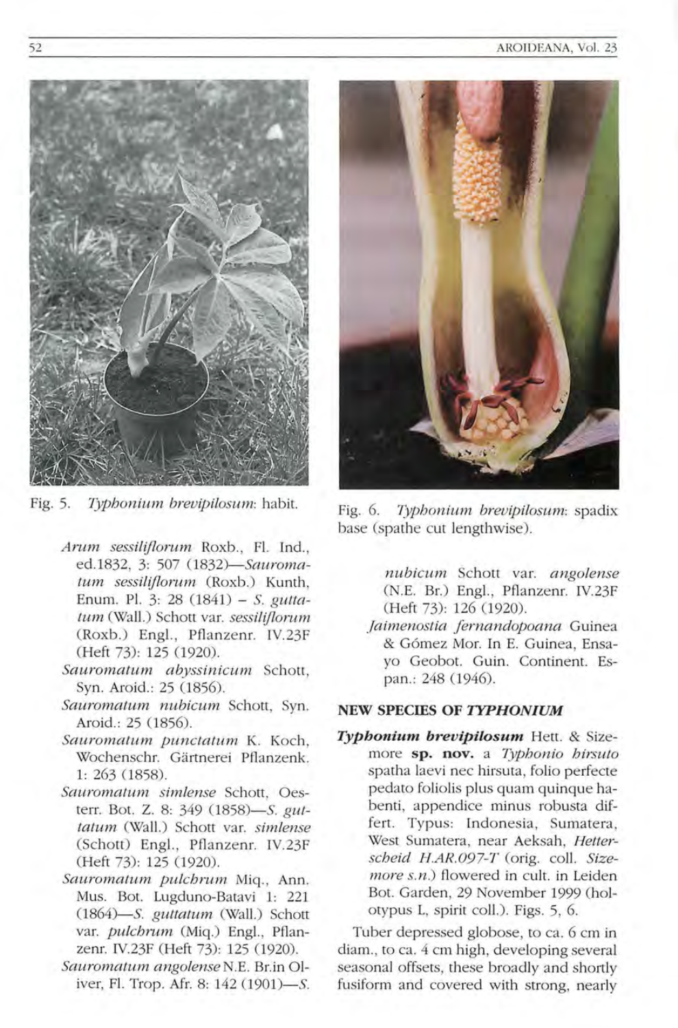Fig. 5. *Typhonium brevipilosum*: habit.

Fig. 6. *Typhonium brevipilosum*: spadix base (spathe cut lengthwise).

*Arum sessiliflorum* Roxb., Fl. Ind., ed.1832, 3: 507 (1832)—*Sauromatum sessiliflorum* (Roxb.) Kunth, Enum. Pl. 3: 28 (1841) – *S. guttatum* (Wall.) Schott var. *sessiliflorum* (Roxb.) Engl., Pflanzenr. IV.23F (Heft 73): 125 (1920).

*Sauromatum abyssinicum* Schott, Syn. Aroid.: 25 (1856).

*Sauromatum nubicum* Schott, Syn. Aroid.: 25 (1856).

*Sauromatum punctatum* K. Koch, Wochenschr. Gärtnerei Pflanzenk. 1: 263 (1858).

*Sauromatum simlense* Schott, Oesterr. Bot. Z. 8: 349 (1858)—*S. guttatum* (Wall.) Schott var. *simlense* (Schott) Engl., Pflanzenr. IV.23F (Heft 73): 125 (1920).

*Sauromatum pulchrum* Miq., Ann. Mus. Bot. Lugduno-Batavi 1: 221 (1864)—*S. guttatum* (Wall.) Schott var. *pulchrum* (Miq.) Engl., Pflanzenr. IV.23F (Heft 73): 125 (1920).

*Sauromatum angolense* N.E. Br.in Oliver, Fl. Trop. Afr. 8: 142 (1901)—*S. nubicum* Schott var. *angolense* (N.E. Br.) Engl., Pflanzenr. IV.23F (Heft 73): 126 (1920).

*Jaimenostia fernandopoana* Guinea & Gómez Mor. In E. Guinea, Ensayo Geobot. Guin. Continent. Espan.: 248 (1946).

## NEW SPECIES OF *TYPHONIUM*

***Typhonium brevipilosum*** Hett. & Sizemore **sp. nov.** a *Typhonio hirsuto* spatha laevi nec hirsuta, folio perfecte pedato foliolis plus quam quinque habenti, appendice minus robusta differt. Typus: Indonesia, Sumatera, West Sumatera, near Aeksah, *Hetterscheid H.AR.097-T* (orig. coll. *Sizemore s.n.*) flowered in cult. in Leiden Bot. Garden, 29 November 1999 (holotypus L, spirit coll.). Figs. 5, 6.

Tuber depressed globose, to ca. 6 cm in diam., to ca. 4 cm high, developing several seasonal offsets, these broadly and shortly fusiform and covered with strong, nearly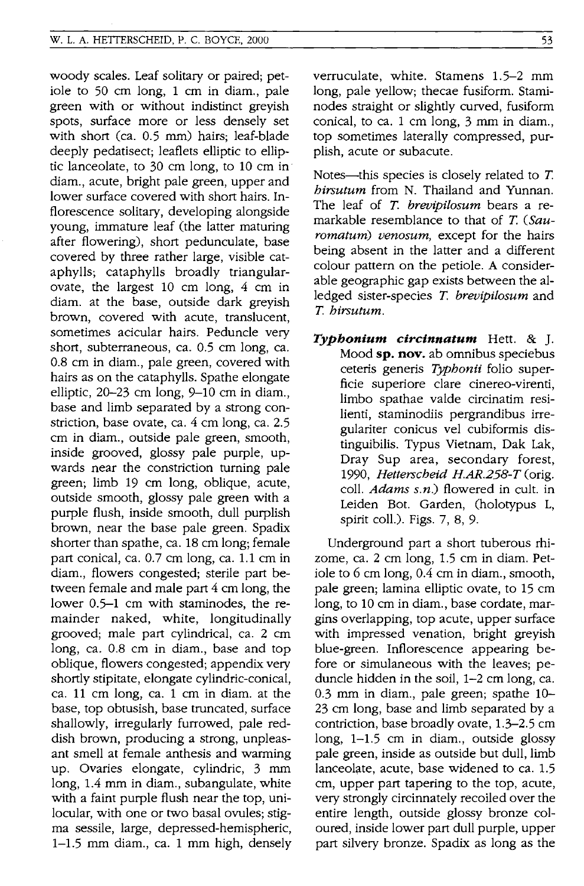woody scales. Leaf solitary or paired; petiole to 50 cm long, 1 cm in diam., pale green with or without indistinct greyish spots, surface more or less densely set with short (ca. 0.5 mm) hairs; leaf-blade deeply pedatisect; leaflets elliptic to elliptic lanceolate, to 30 cm long, to 10 cm in diam., acute, bright pale green, upper and lower surface covered with short hairs. Inflorescence solitary, developing alongside young, immature leaf (the latter maturing after flowering), short pedunculate, base covered by three rather large, visible cataphylls; cataphylls broadly triangular-ovate, the largest 10 cm long, 4 cm in diam. at the base, outside dark greyish brown, covered with acute, translucent, sometimes acicular hairs. Peduncle very short, subterraneous, ca. 0.5 cm long, ca. 0.8 cm in diam., pale green, covered with hairs as on the cataphylls. Spathe elongate elliptic, 20–23 cm long, 9–10 cm in diam., base and limb separated by a strong constriction, base ovate, ca. 4 cm long, ca. 2.5 cm in diam., outside pale green, smooth, inside grooved, glossy pale purple, upwards near the constriction turning pale green; limb 19 cm long, oblique, acute, outside smooth, glossy pale green with a purple flush, inside smooth, dull purplish brown, near the base pale green. Spadix shorter than spathe, ca. 18 cm long; female part conical, ca. 0.7 cm long, ca. 1.1 cm in diam., flowers congested; sterile part between female and male part 4 cm long, the lower 0.5–1 cm with staminodes, the remainder naked, white, longitudinally grooved; male part cylindrical, ca. 2 cm long, ca. 0.8 cm in diam., base and top oblique, flowers congested; appendix very shortly stipitate, elongate cylindric-conical, ca. 11 cm long, ca. 1 cm in diam. at the base, top obtusish, base truncated, surface shallowly, irregularly furrowed, pale reddish brown, producing a strong, unpleasant smell at female anthesis and warming up. Ovaries elongate, cylindric, 3 mm long, 1.4 mm in diam., subangulate, white with a faint purple flush near the top, unilocular, with one or two basal ovules; stigma sessile, large, depressed-hemispheric, 1–1.5 mm diam., ca. 1 mm high, densely verruculate, white. Stamens 1.5–2 mm long, pale yellow; thecae fusiform. Staminodes straight or slightly curved, fusiform conical, to ca. 1 cm long, 3 mm in diam., top sometimes laterally compressed, purplish, acute or subacute.

Notes—this species is closely related to *T. hirsutum* from N. Thailand and Yunnan. The leaf of *T. brevipilosum* bears a remarkable resemblance to that of *T. (Sauromatum) venosum*, except for the hairs being absent in the latter and a different colour pattern on the petiole. A considerable geographic gap exists between the alledged sister-species *T. brevipilosum* and *T. hirsutum*.

***Typhonium circinnatum*** Hett. & J. Mood **sp. nov.** ab omnibus speciebus ceteris generis *Typhonii* folio superficie superiore clare cinereo-virenti, limbo spathae valde circinatim resilienti, staminodiis pergrandibus irregulariter conicus vel cubiformis distinguibilis. Typus Vietnam, Dak Lak, Dray Sup area, secondary forest, 1990, *Hetterscheid H.AR.258-T* (orig. coll. *Adams s.n.*) flowered in cult. in Leiden Bot. Garden, (holotypus L, spirit coll.). Figs. 7, 8, 9.

Underground part a short tuberous rhizome, ca. 2 cm long, 1.5 cm in diam. Petiole to 6 cm long, 0.4 cm in diam., smooth, pale green; lamina elliptic ovate, to 15 cm long, to 10 cm in diam., base cordate, margins overlapping, top acute, upper surface with impressed venation, bright greyish blue-green. Inflorescence appearing before or simulaneous with the leaves; peduncle hidden in the soil, 1–2 cm long, ca. 0.3 mm in diam., pale green; spathe 10–23 cm long, base and limb separated by a contriction, base broadly ovate, 1.3–2.5 cm long, 1–1.5 cm in diam., outside glossy pale green, inside as outside but dull, limb lanceolate, acute, base widened to ca. 1.5 cm, upper part tapering to the top, acute, very strongly circinnately recoiled over the entire length, outside glossy bronze coloured, inside lower part dull purple, upper part silvery bronze. Spadix as long as the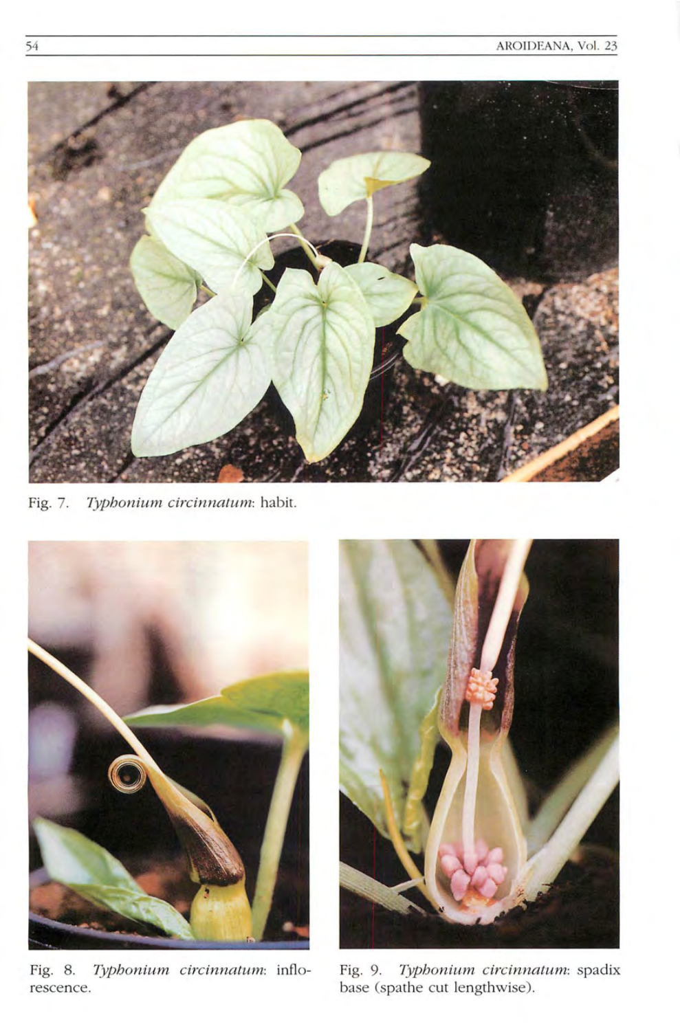Fig. 7. *Typhonium circinnatum*: habit.

Fig. 8. *Typhonium circinnatum*: inflorescence.

Fig. 9. *Typhonium circinnatum*: spadix base (spathe cut lengthwise).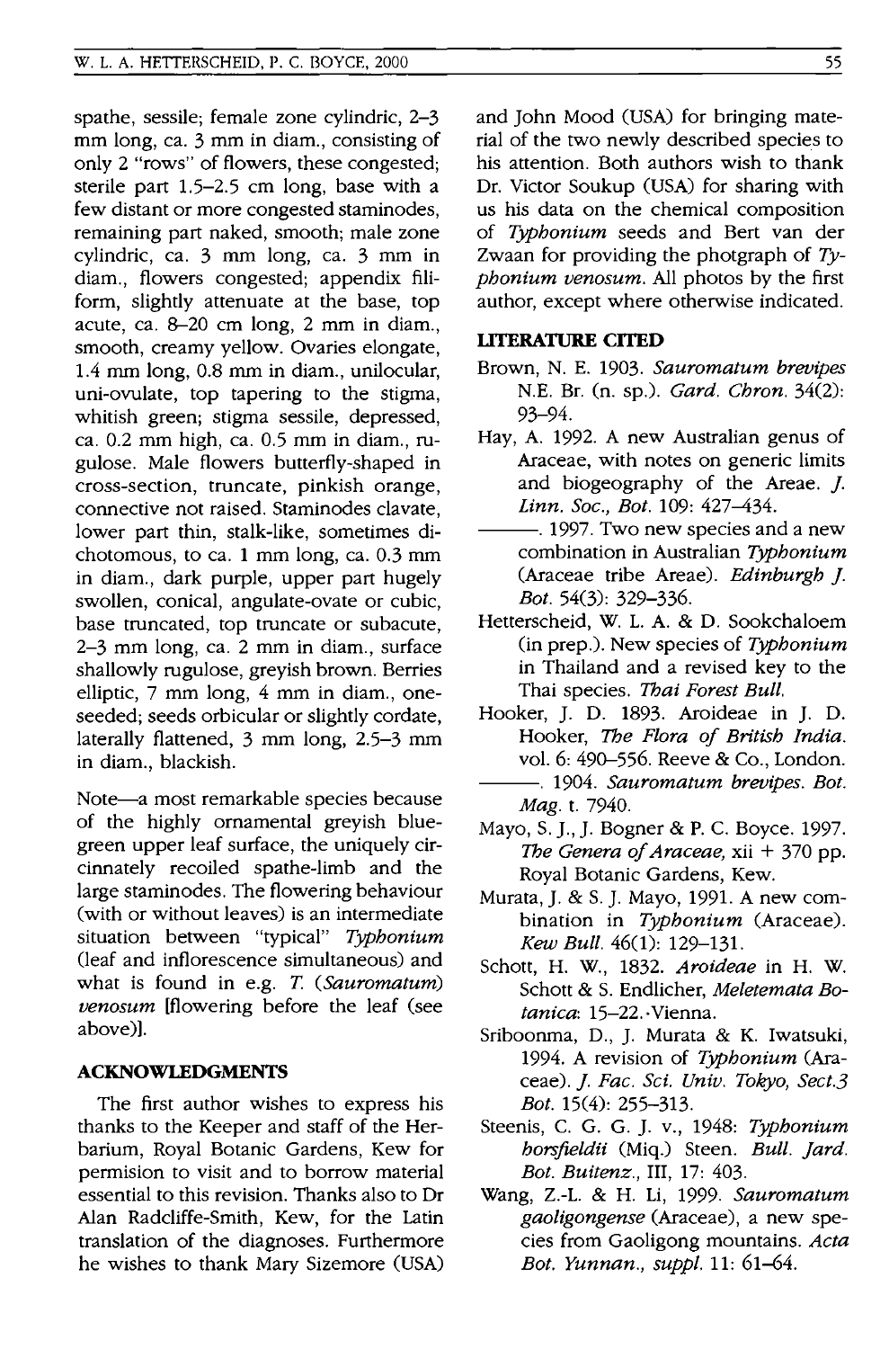spathe, sessile; female zone cylindric, 2–3 mm long, ca. 3 mm in diam., consisting of only 2 "rows" of flowers, these congested; sterile part 1.5–2.5 cm long, base with a few distant or more congested staminodes, remaining part naked, smooth; male zone cylindric, ca. 3 mm long, ca. 3 mm in diam., flowers congested; appendix filiform, slightly attenuate at the base, top acute, ca. 8–20 cm long, 2 mm in diam., smooth, creamy yellow. Ovaries elongate, 1.4 mm long, 0.8 mm in diam., unilocular, uni-ovulate, top tapering to the stigma, whitish green; stigma sessile, depressed, ca. 0.2 mm high, ca. 0.5 mm in diam., rugulose. Male flowers butterfly-shaped in cross-section, truncate, pinkish orange, connective not raised. Staminodes clavate, lower part thin, stalk-like, sometimes dichotomous, to ca. 1 mm long, ca. 0.3 mm in diam., dark purple, upper part hugely swollen, conical, angulate-ovate or cubic, base truncated, top truncate or subacute, 2–3 mm long, ca. 2 mm in diam., surface shallowly rugulose, greyish brown. Berries elliptic, 7 mm long, 4 mm in diam., one-seeded; seeds orbicular or slightly cordate, laterally flattened, 3 mm long, 2.5–3 mm in diam., blackish.

Note—a most remarkable species because of the highly ornamental greyish blue-green upper leaf surface, the uniquely circinnately recoiled spathe-limb and the large staminodes. The flowering behaviour (with or without leaves) is an intermediate situation between "typical" *Typhonium* (leaf and inflorescence simultaneous) and what is found in e.g. *T. (Sauromatum) venosum* [flowering before the leaf (see above)].

## ACKNOWLEDGMENTS

The first author wishes to express his thanks to the Keeper and staff of the Herbarium, Royal Botanic Gardens, Kew for permision to visit and to borrow material essential to this revision. Thanks also to Dr Alan Radcliffe-Smith, Kew, for the Latin translation of the diagnoses. Furthermore he wishes to thank Mary Sizemore (USA) and John Mood (USA) for bringing material of the two newly described species to his attention. Both authors wish to thank Dr. Victor Soukup (USA) for sharing with us his data on the chemical composition of *Typhonium* seeds and Bert van der Zwaan for providing the photgraph of *Typhonium venosum*. All photos by the first author, except where otherwise indicated.

## LITERATURE CITED

Brown, N. E. 1903. *Sauromatum brevipes* N.E. Br. (n. sp.). *Gard. Chron.* 34(2): 93–94.

Hay, A. 1992. A new Australian genus of Araceae, with notes on generic limits and biogeography of the Areae. *J. Linn. Soc., Bot.* 109: 427–434.

———. 1997. Two new species and a new combination in Australian *Typhonium* (Araceae tribe Areae). *Edinburgh J. Bot.* 54(3): 329–336.

Hetterscheid, W. L. A. & D. Sookchaloem (in prep.). New species of *Typhonium* in Thailand and a revised key to the Thai species. *Thai Forest Bull.*

Hooker, J. D. 1893. Aroideae in J. D. Hooker, *The Flora of British India*. vol. 6: 490–556. Reeve & Co., London.

———. 1904. *Sauromatum brevipes*. *Bot. Mag.* t. 7940.

Mayo, S. J., J. Bogner & P. C. Boyce. 1997. *The Genera of Araceae*, xii + 370 pp. Royal Botanic Gardens, Kew.

Murata, J. & S. J. Mayo, 1991. A new combination in *Typhonium* (Araceae). *Kew Bull.* 46(1): 129–131.

Schott, H. W., 1832. *Aroideae* in H. W. Schott & S. Endlicher, *Meletemata Botanica*: 15–22. Vienna.

Sriboonma, D., J. Murata & K. Iwatsuki, 1994. A revision of *Typhonium* (Araceae). *J. Fac. Sci. Univ. Tokyo, Sect.3 Bot.* 15(4): 255–313.

Steenis, C. G. G. J. v., 1948: *Typhonium horsfieldii* (Miq.) Steen. *Bull. Jard. Bot. Buitenz.*, III, 17: 403.

Wang, Z.-L. & H. Li, 1999. *Sauromatum gaoligongense* (Araceae), a new species from Gaoligong mountains. *Acta Bot. Yunnan., suppl.* 11: 61–64.